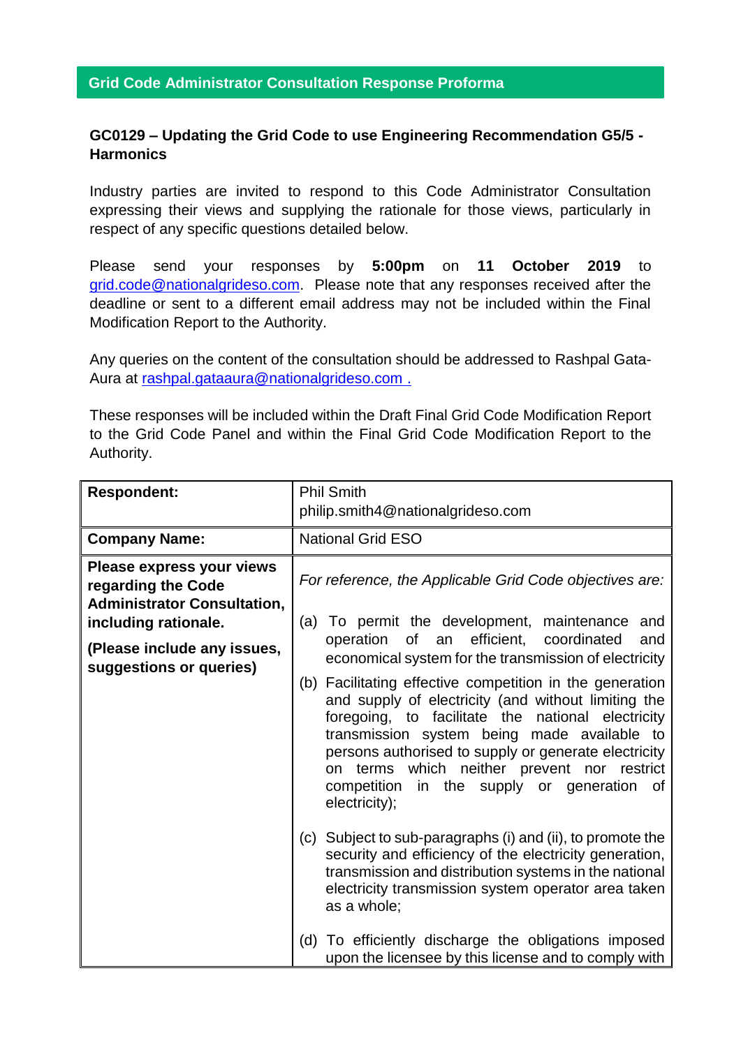## Grid Code Administrator Consultation Response Proforma

### GC0129 – Updating the Grid Code to use Engineering Recommendation G5/5 - Harmonics

Industry parties are invited to respond to this Code Administrator Consultation expressing their views and supplying the rationale for those views, particularly in respect of any specific questions detailed below.

Please send your responses by **5:00pm** on **11 October 2019** to grid.code@nationalgrideso.com. Please note that any responses received after the deadline or sent to a different email address may not be included within the Final Modification Report to the Authority.

Any queries on the content of the consultation should be addressed to Rashpal Gata-Aura at rashpal.gataaura@nationalgrideso.com .

These responses will be included within the Draft Final Grid Code Modification Report to the Grid Code Panel and within the Final Grid Code Modification Report to the Authority.

| **Respondent:** | Phil Smith<br>philip.smith4@nationalgrideso.com |
|---|---|
| **Company Name:** | National Grid ESO |
| **Please express your views regarding the Code Administrator Consultation, including rationale.**<br><br>**(Please include any issues, suggestions or queries)** | *For reference, the Applicable Grid Code objectives are:*<br><br>(a) To permit the development, maintenance and operation of an efficient, coordinated and economical system for the transmission of electricity<br><br>(b) Facilitating effective competition in the generation and supply of electricity (and without limiting the foregoing, to facilitate the national electricity transmission system being made available to persons authorised to supply or generate electricity on terms which neither prevent nor restrict competition in the supply or generation of electricity);<br><br>(c) Subject to sub-paragraphs (i) and (ii), to promote the security and efficiency of the electricity generation, transmission and distribution systems in the national electricity transmission system operator area taken as a whole;<br><br>(d) To efficiently discharge the obligations imposed upon the licensee by this license and to comply with |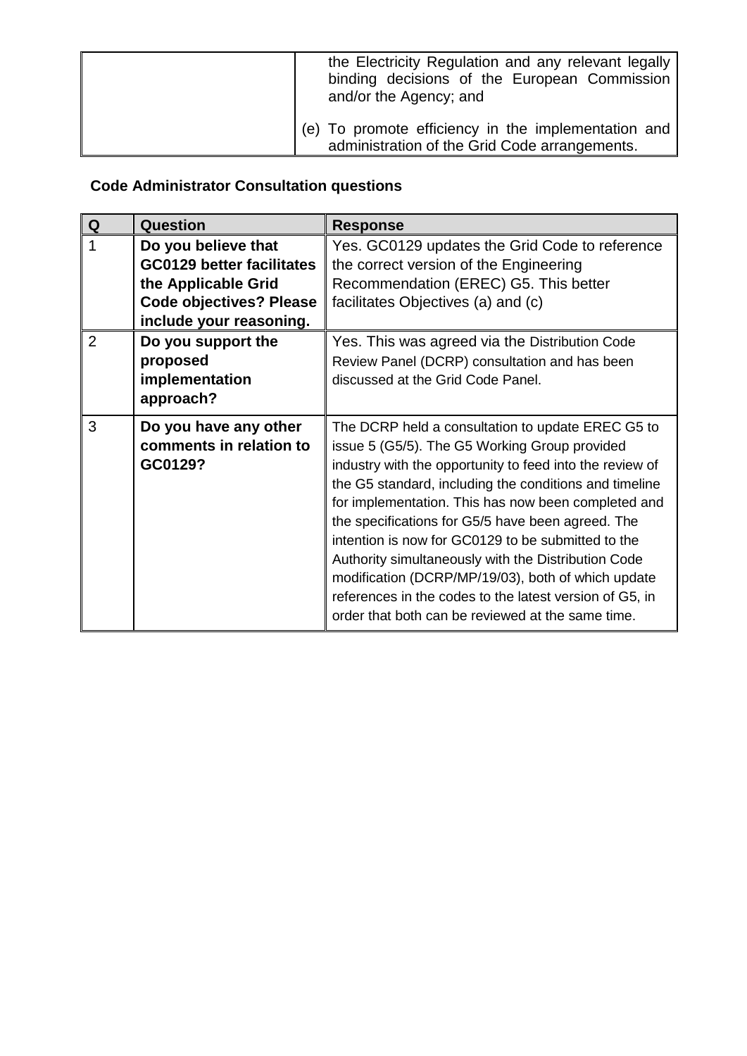| | |
|---|---|
| | the Electricity Regulation and any relevant legally binding decisions of the European Commission and/or the Agency; and<br><br>(e) To promote efficiency in the implementation and administration of the Grid Code arrangements. |

**Code Administrator Consultation questions**

| Q | Question | Response |
|---|---|---|
| 1 | **Do you believe that GC0129 better facilitates the Applicable Grid Code objectives? Please include your reasoning.** | Yes. GC0129 updates the Grid Code to reference the correct version of the Engineering Recommendation (EREC) G5. This better facilitates Objectives (a) and (c) |
| 2 | **Do you support the proposed implementation approach?** | Yes. This was agreed via the Distribution Code Review Panel (DCRP) consultation and has been discussed at the Grid Code Panel. |
| 3 | **Do you have any other comments in relation to GC0129?** | The DCRP held a consultation to update EREC G5 to issue 5 (G5/5). The G5 Working Group provided industry with the opportunity to feed into the review of the G5 standard, including the conditions and timeline for implementation. This has now been completed and the specifications for G5/5 have been agreed. The intention is now for GC0129 to be submitted to the Authority simultaneously with the Distribution Code modification (DCRP/MP/19/03), both of which update references in the codes to the latest version of G5, in order that both can be reviewed at the same time. |